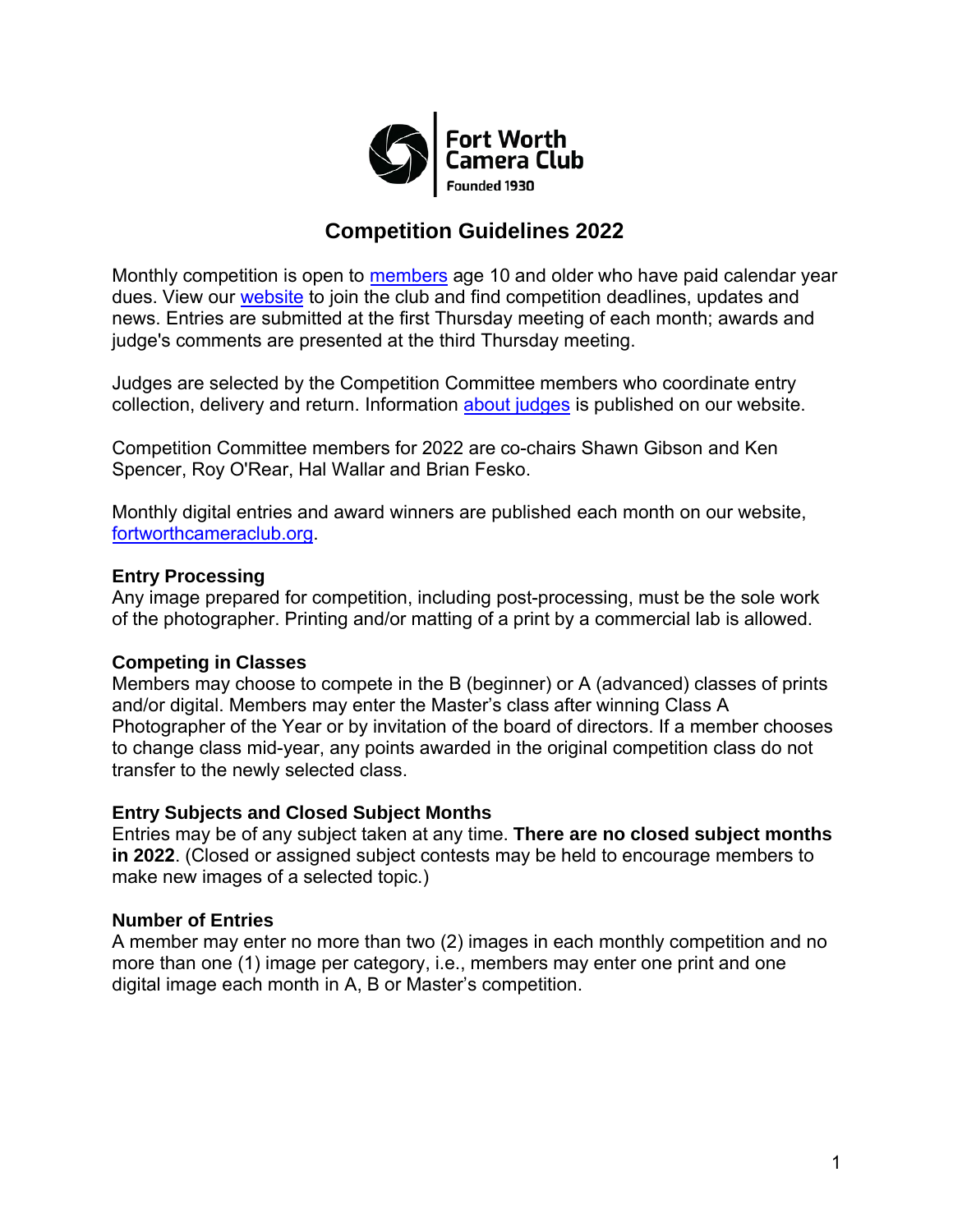Fort Worth Camera Club
Founded 1930

# Competition Guidelines 2022

Monthly competition is open to members age 10 and older who have paid calendar year dues. View our website to join the club and find competition deadlines, updates and news. Entries are submitted at the first Thursday meeting of each month; awards and judge's comments are presented at the third Thursday meeting.

Judges are selected by the Competition Committee members who coordinate entry collection, delivery and return. Information about judges is published on our website.

Competition Committee members for 2022 are co-chairs Shawn Gibson and Ken Spencer, Roy O'Rear, Hal Wallar and Brian Fesko.

Monthly digital entries and award winners are published each month on our website, fortworthcameraclub.org.

**Entry Processing**
Any image prepared for competition, including post-processing, must be the sole work of the photographer. Printing and/or matting of a print by a commercial lab is allowed.

**Competing in Classes**
Members may choose to compete in the B (beginner) or A (advanced) classes of prints and/or digital. Members may enter the Master's class after winning Class A Photographer of the Year or by invitation of the board of directors. If a member chooses to change class mid-year, any points awarded in the original competition class do not transfer to the newly selected class.

**Entry Subjects and Closed Subject Months**
Entries may be of any subject taken at any time. **There are no closed subject months in 2022**. (Closed or assigned subject contests may be held to encourage members to make new images of a selected topic.)

**Number of Entries**
A member may enter no more than two (2) images in each monthly competition and no more than one (1) image per category, i.e., members may enter one print and one digital image each month in A, B or Master's competition.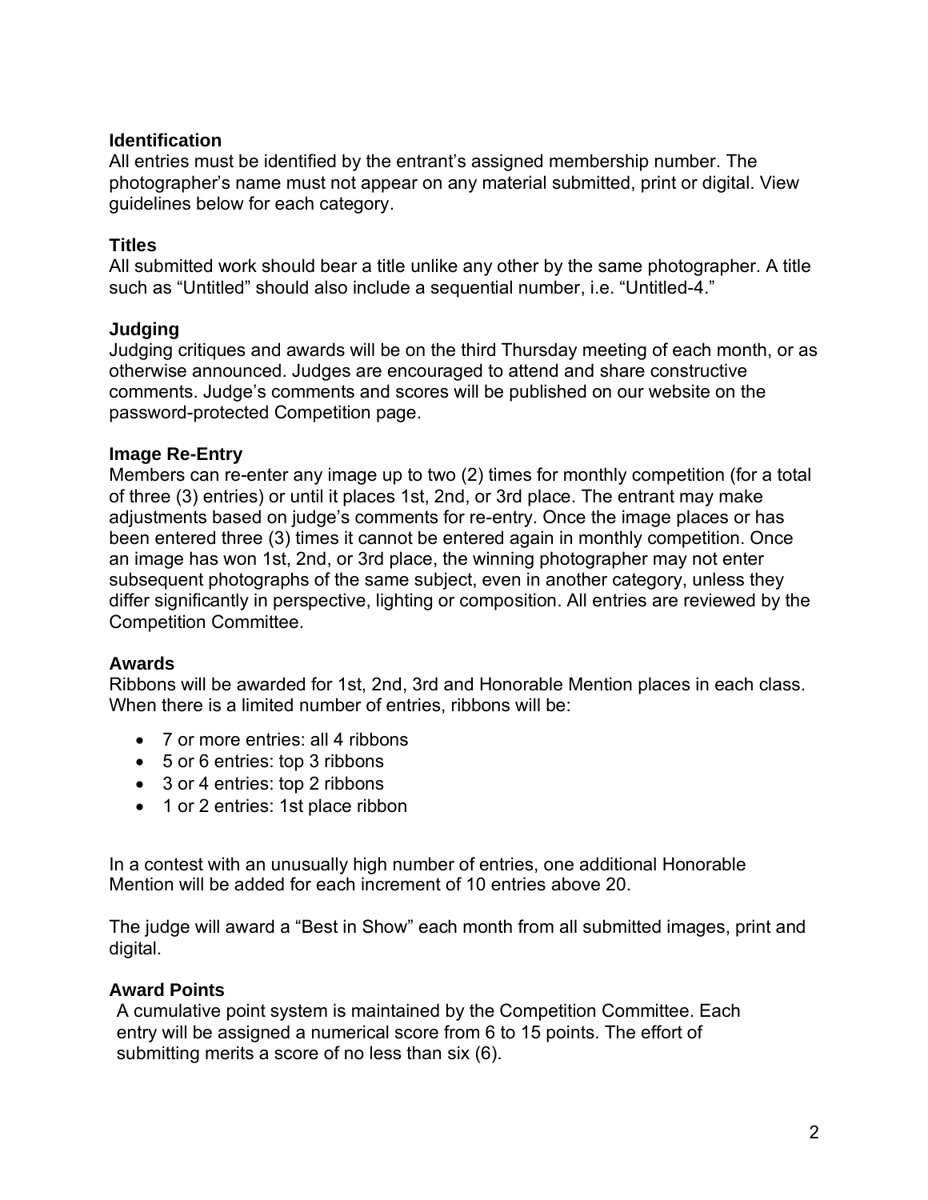### Identification

All entries must be identified by the entrant's assigned membership number. The photographer's name must not appear on any material submitted, print or digital. View guidelines below for each category.

### Titles

All submitted work should bear a title unlike any other by the same photographer. A title such as "Untitled" should also include a sequential number, i.e. "Untitled-4."

### Judging

Judging critiques and awards will be on the third Thursday meeting of each month, or as otherwise announced. Judges are encouraged to attend and share constructive comments. Judge's comments and scores will be published on our website on the password-protected Competition page.

### Image Re-Entry

Members can re-enter any image up to two (2) times for monthly competition (for a total of three (3) entries) or until it places 1st, 2nd, or 3rd place. The entrant may make adjustments based on judge's comments for re-entry. Once the image places or has been entered three (3) times it cannot be entered again in monthly competition. Once an image has won 1st, 2nd, or 3rd place, the winning photographer may not enter subsequent photographs of the same subject, even in another category, unless they differ significantly in perspective, lighting or composition. All entries are reviewed by the Competition Committee.

### Awards

Ribbons will be awarded for 1st, 2nd, 3rd and Honorable Mention places in each class. When there is a limited number of entries, ribbons will be:

- 7 or more entries: all 4 ribbons
- 5 or 6 entries: top 3 ribbons
- 3 or 4 entries: top 2 ribbons
- 1 or 2 entries: 1st place ribbon

In a contest with an unusually high number of entries, one additional Honorable Mention will be added for each increment of 10 entries above 20.

The judge will award a "Best in Show" each month from all submitted images, print and digital.

### Award Points

A cumulative point system is maintained by the Competition Committee. Each entry will be assigned a numerical score from 6 to 15 points. The effort of submitting merits a score of no less than six (6).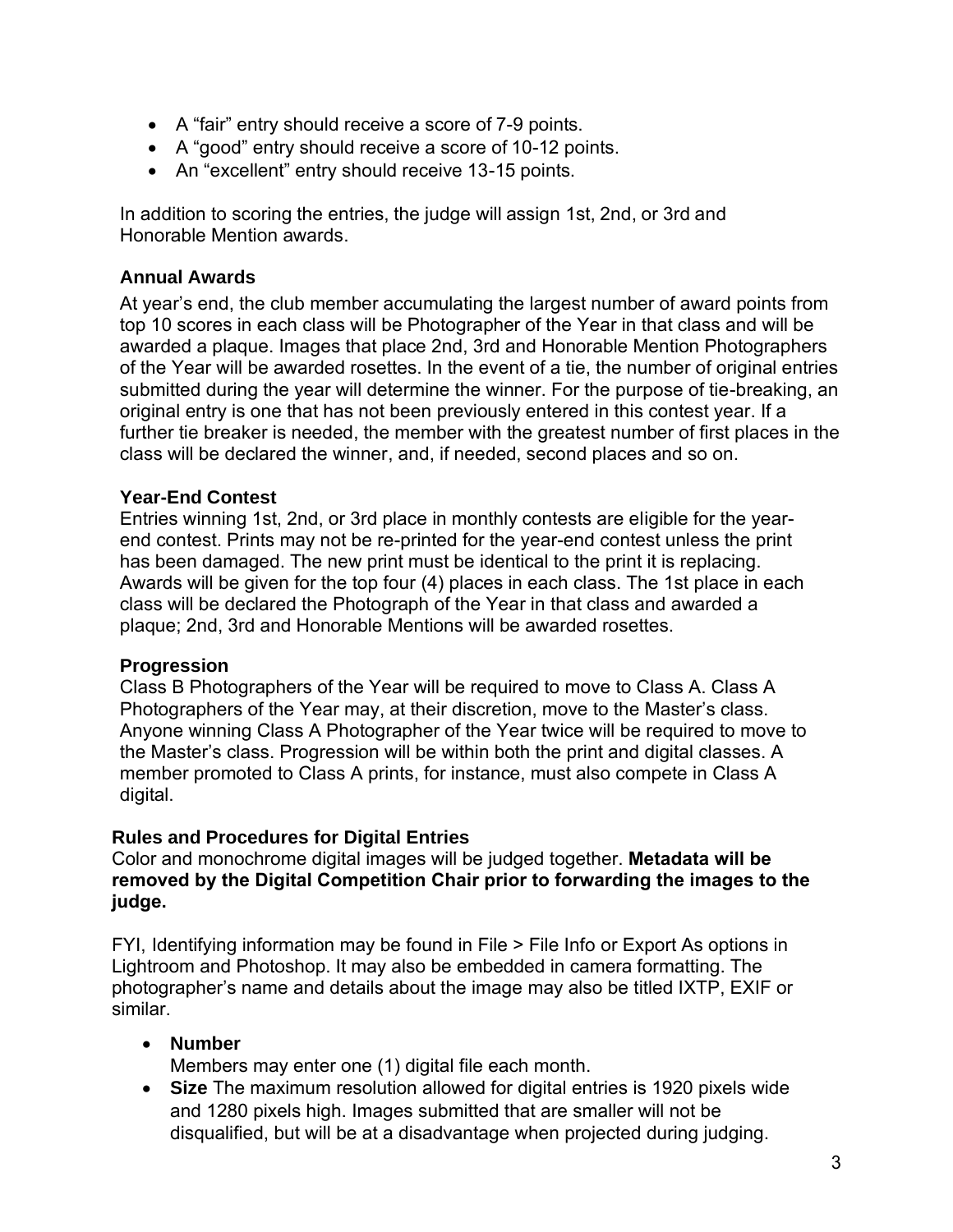- A "fair" entry should receive a score of 7-9 points.
- A "good" entry should receive a score of 10-12 points.
- An "excellent" entry should receive 13-15 points.

In addition to scoring the entries, the judge will assign 1st, 2nd, or 3rd and Honorable Mention awards.

### Annual Awards

At year's end, the club member accumulating the largest number of award points from top 10 scores in each class will be Photographer of the Year in that class and will be awarded a plaque. Images that place 2nd, 3rd and Honorable Mention Photographers of the Year will be awarded rosettes. In the event of a tie, the number of original entries submitted during the year will determine the winner. For the purpose of tie-breaking, an original entry is one that has not been previously entered in this contest year. If a further tie breaker is needed, the member with the greatest number of first places in the class will be declared the winner, and, if needed, second places and so on.

### Year-End Contest

Entries winning 1st, 2nd, or 3rd place in monthly contests are eligible for the year-end contest. Prints may not be re-printed for the year-end contest unless the print has been damaged. The new print must be identical to the print it is replacing. Awards will be given for the top four (4) places in each class. The 1st place in each class will be declared the Photograph of the Year in that class and awarded a plaque; 2nd, 3rd and Honorable Mentions will be awarded rosettes.

### Progression

Class B Photographers of the Year will be required to move to Class A. Class A Photographers of the Year may, at their discretion, move to the Master's class. Anyone winning Class A Photographer of the Year twice will be required to move to the Master's class. Progression will be within both the print and digital classes. A member promoted to Class A prints, for instance, must also compete in Class A digital.

## Rules and Procedures for Digital Entries

Color and monochrome digital images will be judged together. **Metadata will be removed by the Digital Competition Chair prior to forwarding the images to the judge.**

FYI, Identifying information may be found in File > File Info or Export As options in Lightroom and Photoshop. It may also be embedded in camera formatting. The photographer's name and details about the image may also be titled IXTP, EXIF or similar.

- **Number**
  Members may enter one (1) digital file each month.
- **Size** The maximum resolution allowed for digital entries is 1920 pixels wide and 1280 pixels high. Images submitted that are smaller will not be disqualified, but will be at a disadvantage when projected during judging.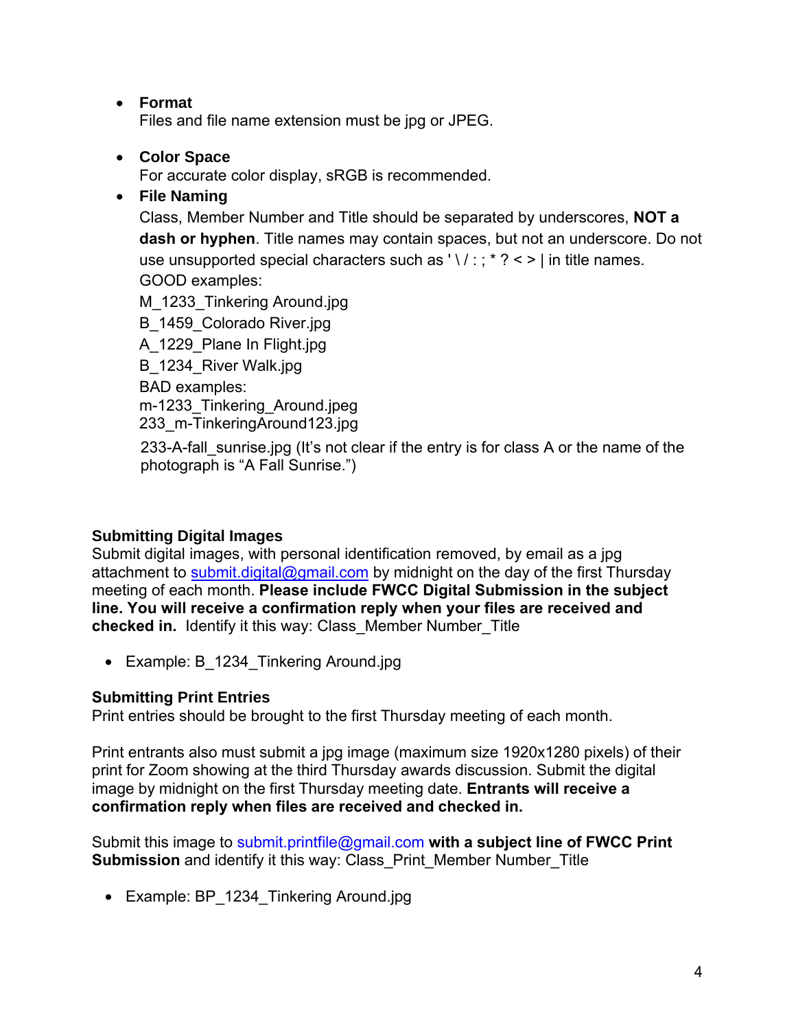- **Format**
  Files and file name extension must be jpg or JPEG.

- **Color Space**
  For accurate color display, sRGB is recommended.

- **File Naming**
  Class, Member Number and Title should be separated by underscores, **NOT a dash or hyphen**. Title names may contain spaces, but not an underscore. Do not use unsupported special characters such as ' \ / : ; * ? < > | in title names.
  GOOD examples:
  M_1233_Tinkering Around.jpg
  B_1459_Colorado River.jpg
  A_1229_Plane In Flight.jpg
  B_1234_River Walk.jpg
  BAD examples:
  m-1233_Tinkering_Around.jpeg
  233_m-TinkeringAround123.jpg
  233-A-fall_sunrise.jpg (It's not clear if the entry is for class A or the name of the photograph is "A Fall Sunrise.")

**Submitting Digital Images**
Submit digital images, with personal identification removed, by email as a jpg attachment to submit.digital@gmail.com by midnight on the day of the first Thursday meeting of each month. **Please include FWCC Digital Submission in the subject line. You will receive a confirmation reply when your files are received and checked in.** Identify it this way: Class_Member Number_Title

- Example: B_1234_Tinkering Around.jpg

**Submitting Print Entries**
Print entries should be brought to the first Thursday meeting of each month.

Print entrants also must submit a jpg image (maximum size 1920x1280 pixels) of their print for Zoom showing at the third Thursday awards discussion. Submit the digital image by midnight on the first Thursday meeting date. **Entrants will receive a confirmation reply when files are received and checked in.**

Submit this image to submit.printfile@gmail.com **with a subject line of FWCC Print Submission** and identify it this way: Class_Print_Member Number_Title

- Example: BP_1234_Tinkering Around.jpg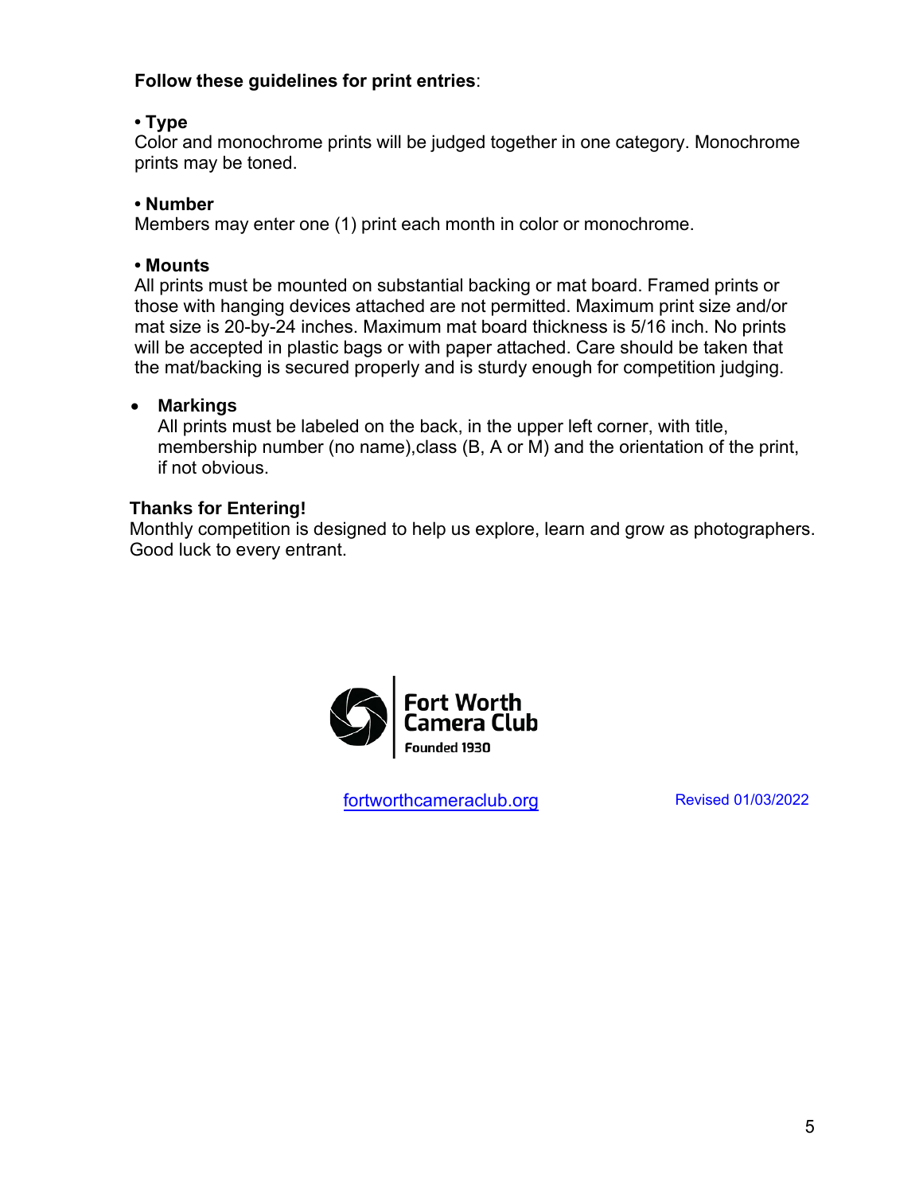**Follow these guidelines for print entries**:

**• Type**
Color and monochrome prints will be judged together in one category. Monochrome prints may be toned.

**• Number**
Members may enter one (1) print each month in color or monochrome.

**• Mounts**
All prints must be mounted on substantial backing or mat board. Framed prints or those with hanging devices attached are not permitted. Maximum print size and/or mat size is 20-by-24 inches. Maximum mat board thickness is 5/16 inch. No prints will be accepted in plastic bags or with paper attached. Care should be taken that the mat/backing is secured properly and is sturdy enough for competition judging.

- **Markings**
  All prints must be labeled on the back, in the upper left corner, with title, membership number (no name),class (B, A or M) and the orientation of the print, if not obvious.

**Thanks for Entering!**
Monthly competition is designed to help us explore, learn and grow as photographers. Good luck to every entrant.

Fort Worth Camera Club
Founded 1930

fortworthcameraclub.org

Revised 01/03/2022